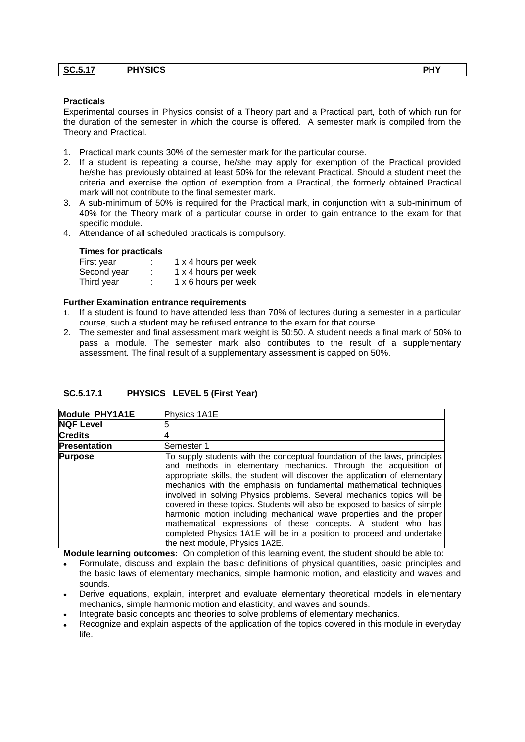| SC.5.17 | PHYSICS | PHY |
|---|---|---|

**Practicals**

Experimental courses in Physics consist of a Theory part and a Practical part, both of which run for the duration of the semester in which the course is offered. A semester mark is compiled from the Theory and Practical.

1. Practical mark counts 30% of the semester mark for the particular course.
2. If a student is repeating a course, he/she may apply for exemption of the Practical provided he/she has previously obtained at least 50% for the relevant Practical. Should a student meet the criteria and exercise the option of exemption from a Practical, the formerly obtained Practical mark will not contribute to the final semester mark.
3. A sub-minimum of 50% is required for the Practical mark, in conjunction with a sub-minimum of 40% for the Theory mark of a particular course in order to gain entrance to the exam for that specific module.
4. Attendance of all scheduled practicals is compulsory.

**Times for practicals**

| | | |
|---|---|---|
| First year | : | 1 x 4 hours per week |
| Second year | : | 1 x 4 hours per week |
| Third year | : | 1 x 6 hours per week |

**Further Examination entrance requirements**

1. If a student is found to have attended less than 70% of lectures during a semester in a particular course, such a student may be refused entrance to the exam for that course.
2. The semester and final assessment mark weight is 50:50. A student needs a final mark of 50% to pass a module. The semester mark also contributes to the result of a supplementary assessment. The final result of a supplementary assessment is capped on 50%.

## SC.5.17.1 PHYSICS LEVEL 5 (First Year)

| **Module PHY1A1E** | Physics 1A1E |
|---|---|
| **NQF Level** | 5 |
| **Credits** | 4 |
| **Presentation** | Semester 1 |
| **Purpose** | To supply students with the conceptual foundation of the laws, principles and methods in elementary mechanics. Through the acquisition of appropriate skills, the student will discover the application of elementary mechanics with the emphasis on fundamental mathematical techniques involved in solving Physics problems. Several mechanics topics will be covered in these topics. Students will also be exposed to basics of simple harmonic motion including mechanical wave properties and the proper mathematical expressions of these concepts. A student who has completed Physics 1A1E will be in a position to proceed and undertake the next module, Physics 1A2E. |

**Module learning outcomes:** On completion of this learning event, the student should be able to:

- Formulate, discuss and explain the basic definitions of physical quantities, basic principles and the basic laws of elementary mechanics, simple harmonic motion, and elasticity and waves and sounds.
- Derive equations, explain, interpret and evaluate elementary theoretical models in elementary mechanics, simple harmonic motion and elasticity, and waves and sounds.
- Integrate basic concepts and theories to solve problems of elementary mechanics.
- Recognize and explain aspects of the application of the topics covered in this module in everyday life.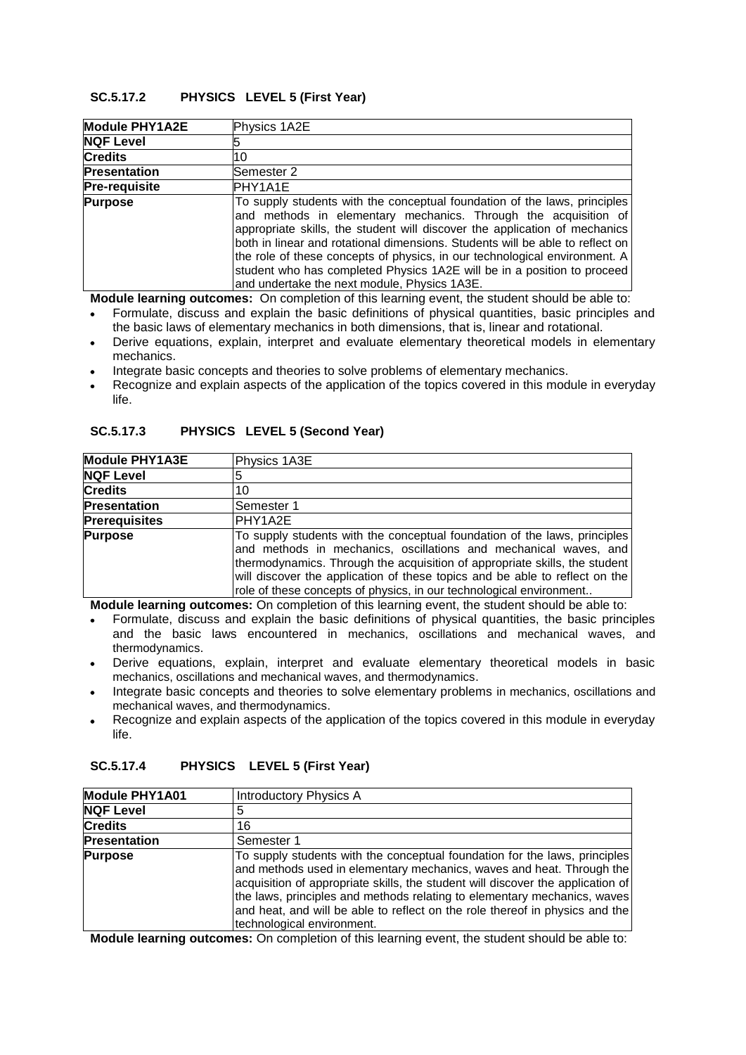### SC.5.17.2 PHYSICS LEVEL 5 (First Year)

| Module PHY1A2E | Physics 1A2E |
|---|---|
| **NQF Level** | 5 |
| **Credits** | 10 |
| **Presentation** | Semester 2 |
| **Pre-requisite** | PHY1A1E |
| **Purpose** | To supply students with the conceptual foundation of the laws, principles and methods in elementary mechanics. Through the acquisition of appropriate skills, the student will discover the application of mechanics both in linear and rotational dimensions. Students will be able to reflect on the role of these concepts of physics, in our technological environment. A student who has completed Physics 1A2E will be in a position to proceed and undertake the next module, Physics 1A3E. |

**Module learning outcomes:** On completion of this learning event, the student should be able to:

- Formulate, discuss and explain the basic definitions of physical quantities, basic principles and the basic laws of elementary mechanics in both dimensions, that is, linear and rotational.
- Derive equations, explain, interpret and evaluate elementary theoretical models in elementary mechanics.
- Integrate basic concepts and theories to solve problems of elementary mechanics.
- Recognize and explain aspects of the application of the topics covered in this module in everyday life.

### SC.5.17.3 PHYSICS LEVEL 5 (Second Year)

| Module PHY1A3E | Physics 1A3E |
|---|---|
| **NQF Level** | 5 |
| **Credits** | 10 |
| **Presentation** | Semester 1 |
| **Prerequisites** | PHY1A2E |
| **Purpose** | To supply students with the conceptual foundation of the laws, principles and methods in mechanics, oscillations and mechanical waves, and thermodynamics. Through the acquisition of appropriate skills, the student will discover the application of these topics and be able to reflect on the role of these concepts of physics, in our technological environment.. |

**Module learning outcomes:** On completion of this learning event, the student should be able to:

- Formulate, discuss and explain the basic definitions of physical quantities, the basic principles and the basic laws encountered in mechanics, oscillations and mechanical waves, and thermodynamics.
- Derive equations, explain, interpret and evaluate elementary theoretical models in basic mechanics, oscillations and mechanical waves, and thermodynamics.
- Integrate basic concepts and theories to solve elementary problems in mechanics, oscillations and mechanical waves, and thermodynamics.
- Recognize and explain aspects of the application of the topics covered in this module in everyday life.

### SC.5.17.4 PHYSICS LEVEL 5 (First Year)

| Module PHY1A01 | Introductory Physics A |
|---|---|
| **NQF Level** | 5 |
| **Credits** | 16 |
| **Presentation** | Semester 1 |
| **Purpose** | To supply students with the conceptual foundation for the laws, principles and methods used in elementary mechanics, waves and heat. Through the acquisition of appropriate skills, the student will discover the application of the laws, principles and methods relating to elementary mechanics, waves and heat, and will be able to reflect on the role thereof in physics and the technological environment. |

**Module learning outcomes:** On completion of this learning event, the student should be able to: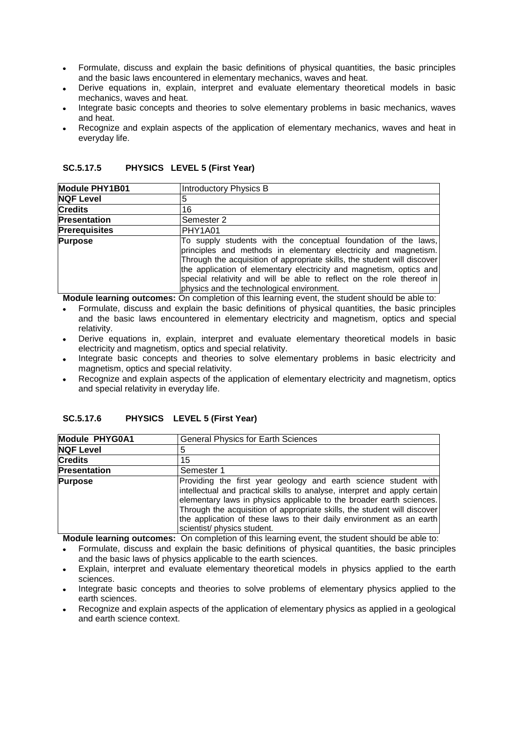- Formulate, discuss and explain the basic definitions of physical quantities, the basic principles and the basic laws encountered in elementary mechanics, waves and heat.
- Derive equations in, explain, interpret and evaluate elementary theoretical models in basic mechanics, waves and heat.
- Integrate basic concepts and theories to solve elementary problems in basic mechanics, waves and heat.
- Recognize and explain aspects of the application of elementary mechanics, waves and heat in everyday life.

### SC.5.17.5 PHYSICS LEVEL 5 (First Year)

| **Module PHY1B01** | Introductory Physics B |
|---|---|
| **NQF Level** | 5 |
| **Credits** | 16 |
| **Presentation** | Semester 2 |
| **Prerequisites** | PHY1A01 |
| **Purpose** | To supply students with the conceptual foundation of the laws, principles and methods in elementary electricity and magnetism. Through the acquisition of appropriate skills, the student will discover the application of elementary electricity and magnetism, optics and special relativity and will be able to reflect on the role thereof in physics and the technological environment. |

**Module learning outcomes:** On completion of this learning event, the student should be able to:

- Formulate, discuss and explain the basic definitions of physical quantities, the basic principles and the basic laws encountered in elementary electricity and magnetism, optics and special relativity.
- Derive equations in, explain, interpret and evaluate elementary theoretical models in basic electricity and magnetism, optics and special relativity.
- Integrate basic concepts and theories to solve elementary problems in basic electricity and magnetism, optics and special relativity.
- Recognize and explain aspects of the application of elementary electricity and magnetism, optics and special relativity in everyday life.

### SC.5.17.6 PHYSICS LEVEL 5 (First Year)

| **Module PHYG0A1** | General Physics for Earth Sciences |
|---|---|
| **NQF Level** | 5 |
| **Credits** | 15 |
| **Presentation** | Semester 1 |
| **Purpose** | Providing the first year geology and earth science student with intellectual and practical skills to analyse, interpret and apply certain elementary laws in physics applicable to the broader earth sciences. Through the acquisition of appropriate skills, the student will discover the application of these laws to their daily environment as an earth scientist/ physics student. |

**Module learning outcomes:** On completion of this learning event, the student should be able to:

- Formulate, discuss and explain the basic definitions of physical quantities, the basic principles and the basic laws of physics applicable to the earth sciences.
- Explain, interpret and evaluate elementary theoretical models in physics applied to the earth sciences.
- Integrate basic concepts and theories to solve problems of elementary physics applied to the earth sciences.
- Recognize and explain aspects of the application of elementary physics as applied in a geological and earth science context.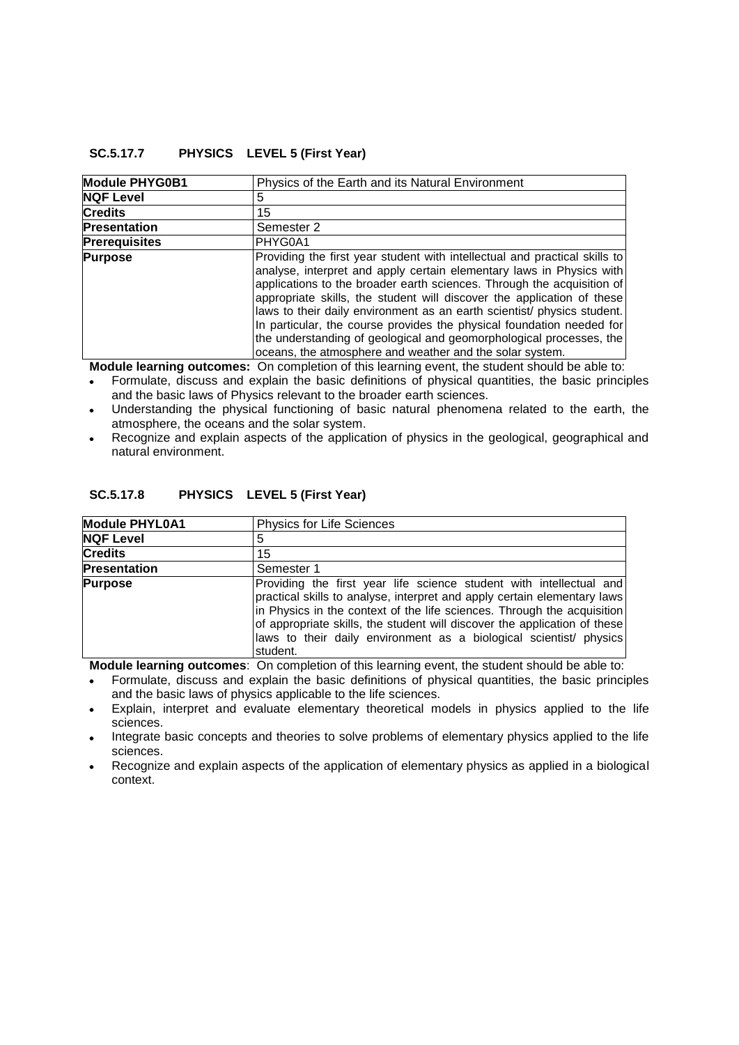### SC.5.17.7 PHYSICS LEVEL 5 (First Year)

| Module PHYG0B1 | Physics of the Earth and its Natural Environment |
|---|---|
| NQF Level | 5 |
| Credits | 15 |
| Presentation | Semester 2 |
| Prerequisites | PHYG0A1 |
| Purpose | Providing the first year student with intellectual and practical skills to analyse, interpret and apply certain elementary laws in Physics with applications to the broader earth sciences. Through the acquisition of appropriate skills, the student will discover the application of these laws to their daily environment as an earth scientist/ physics student. In particular, the course provides the physical foundation needed for the understanding of geological and geomorphological processes, the oceans, the atmosphere and weather and the solar system. |

**Module learning outcomes:** On completion of this learning event, the student should be able to:

- Formulate, discuss and explain the basic definitions of physical quantities, the basic principles and the basic laws of Physics relevant to the broader earth sciences.
- Understanding the physical functioning of basic natural phenomena related to the earth, the atmosphere, the oceans and the solar system.
- Recognize and explain aspects of the application of physics in the geological, geographical and natural environment.

### SC.5.17.8 PHYSICS LEVEL 5 (First Year)

| Module PHYL0A1 | Physics for Life Sciences |
|---|---|
| NQF Level | 5 |
| Credits | 15 |
| Presentation | Semester 1 |
| Purpose | Providing the first year life science student with intellectual and practical skills to analyse, interpret and apply certain elementary laws in Physics in the context of the life sciences. Through the acquisition of appropriate skills, the student will discover the application of these laws to their daily environment as a biological scientist/ physics student. |

**Module learning outcomes**: On completion of this learning event, the student should be able to:

- Formulate, discuss and explain the basic definitions of physical quantities, the basic principles and the basic laws of physics applicable to the life sciences.
- Explain, interpret and evaluate elementary theoretical models in physics applied to the life sciences.
- Integrate basic concepts and theories to solve problems of elementary physics applied to the life sciences.
- Recognize and explain aspects of the application of elementary physics as applied in a biological context.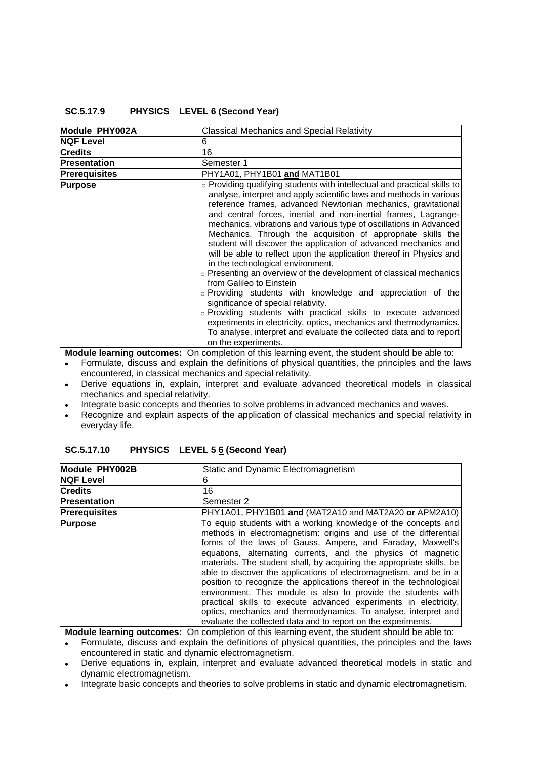### SC.5.17.9 PHYSICS LEVEL 6 (Second Year)

| Module PHY002A | Classical Mechanics and Special Relativity |
|---|---|
| **NQF Level** | 6 |
| **Credits** | 16 |
| **Presentation** | Semester 1 |
| **Prerequisites** | PHY1A01, PHY1B01 **and** MAT1B01 |
| **Purpose** | ○ Providing qualifying students with intellectual and practical skills to analyse, interpret and apply scientific laws and methods in various reference frames, advanced Newtonian mechanics, gravitational and central forces, inertial and non-inertial frames, Lagrange-mechanics, vibrations and various type of oscillations in Advanced Mechanics. Through the acquisition of appropriate skills the student will discover the application of advanced mechanics and will be able to reflect upon the application thereof in Physics and in the technological environment.<br>○ Presenting an overview of the development of classical mechanics from Galileo to Einstein<br>○ Providing students with knowledge and appreciation of the significance of special relativity.<br>○ Providing students with practical skills to execute advanced experiments in electricity, optics, mechanics and thermodynamics. To analyse, interpret and evaluate the collected data and to report on the experiments. |

**Module learning outcomes:** On completion of this learning event, the student should be able to:

- Formulate, discuss and explain the definitions of physical quantities, the principles and the laws encountered, in classical mechanics and special relativity.
- Derive equations in, explain, interpret and evaluate advanced theoretical models in classical mechanics and special relativity.
- Integrate basic concepts and theories to solve problems in advanced mechanics and waves.
- Recognize and explain aspects of the application of classical mechanics and special relativity in everyday life.

### SC.5.17.10 PHYSICS LEVEL ~~5~~ 6 (Second Year)

| Module PHY002B | Static and Dynamic Electromagnetism |
|---|---|
| **NQF Level** | 6 |
| **Credits** | 16 |
| **Presentation** | Semester 2 |
| **Prerequisites** | PHY1A01, PHY1B01 **and** (MAT2A10 and MAT2A20 **or** APM2A10) |
| **Purpose** | To equip students with a working knowledge of the concepts and methods in electromagnetism: origins and use of the differential forms of the laws of Gauss, Ampere, and Faraday, Maxwell's equations, alternating currents, and the physics of magnetic materials. The student shall, by acquiring the appropriate skills, be able to discover the applications of electromagnetism, and be in a position to recognize the applications thereof in the technological environment. This module is also to provide the students with practical skills to execute advanced experiments in electricity, optics, mechanics and thermodynamics. To analyse, interpret and evaluate the collected data and to report on the experiments. |

**Module learning outcomes:** On completion of this learning event, the student should be able to:

- Formulate, discuss and explain the definitions of physical quantities, the principles and the laws encountered in static and dynamic electromagnetism.
- Derive equations in, explain, interpret and evaluate advanced theoretical models in static and dynamic electromagnetism.
- Integrate basic concepts and theories to solve problems in static and dynamic electromagnetism.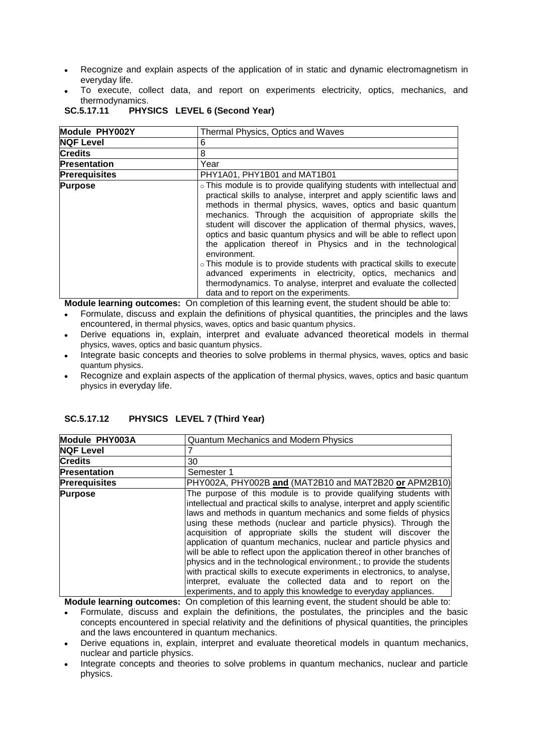- Recognize and explain aspects of the application of in static and dynamic electromagnetism in everyday life.
- To execute, collect data, and report on experiments electricity, optics, mechanics, and thermodynamics.

### SC.5.17.11 PHYSICS LEVEL 6 (Second Year)

| Module PHY002Y | Thermal Physics, Optics and Waves |
|---|---|
| **NQF Level** | 6 |
| **Credits** | 8 |
| **Presentation** | Year |
| **Prerequisites** | PHY1A01, PHY1B01 and MAT1B01 |
| **Purpose** | ○ This module is to provide qualifying students with intellectual and practical skills to analyse, interpret and apply scientific laws and methods in thermal physics, waves, optics and basic quantum mechanics. Through the acquisition of appropriate skills the student will discover the application of thermal physics, waves, optics and basic quantum physics and will be able to reflect upon the application thereof in Physics and in the technological environment.<br>○ This module is to provide students with practical skills to execute advanced experiments in electricity, optics, mechanics and thermodynamics. To analyse, interpret and evaluate the collected data and to report on the experiments. |

**Module learning outcomes:** On completion of this learning event, the student should be able to:

- Formulate, discuss and explain the definitions of physical quantities, the principles and the laws encountered, in thermal physics, waves, optics and basic quantum physics.
- Derive equations in, explain, interpret and evaluate advanced theoretical models in thermal physics, waves, optics and basic quantum physics.
- Integrate basic concepts and theories to solve problems in thermal physics, waves, optics and basic quantum physics.
- Recognize and explain aspects of the application of thermal physics, waves, optics and basic quantum physics in everyday life.

### SC.5.17.12 PHYSICS LEVEL 7 (Third Year)

| Module PHY003A | Quantum Mechanics and Modern Physics |
|---|---|
| **NQF Level** | 7 |
| **Credits** | 30 |
| **Presentation** | Semester 1 |
| **Prerequisites** | PHY002A, PHY002B **and** (MAT2B10 and MAT2B20 **or** APM2B10) |
| **Purpose** | The purpose of this module is to provide qualifying students with intellectual and practical skills to analyse, interpret and apply scientific laws and methods in quantum mechanics and some fields of physics using these methods (nuclear and particle physics). Through the acquisition of appropriate skills the student will discover the application of quantum mechanics, nuclear and particle physics and will be able to reflect upon the application thereof in other branches of physics and in the technological environment.; to provide the students with practical skills to execute experiments in electronics, to analyse, interpret, evaluate the collected data and to report on the experiments, and to apply this knowledge to everyday appliances. |

**Module learning outcomes:** On completion of this learning event, the student should be able to:

- Formulate, discuss and explain the definitions, the postulates, the principles and the basic concepts encountered in special relativity and the definitions of physical quantities, the principles and the laws encountered in quantum mechanics.
- Derive equations in, explain, interpret and evaluate theoretical models in quantum mechanics, nuclear and particle physics.
- Integrate concepts and theories to solve problems in quantum mechanics, nuclear and particle physics.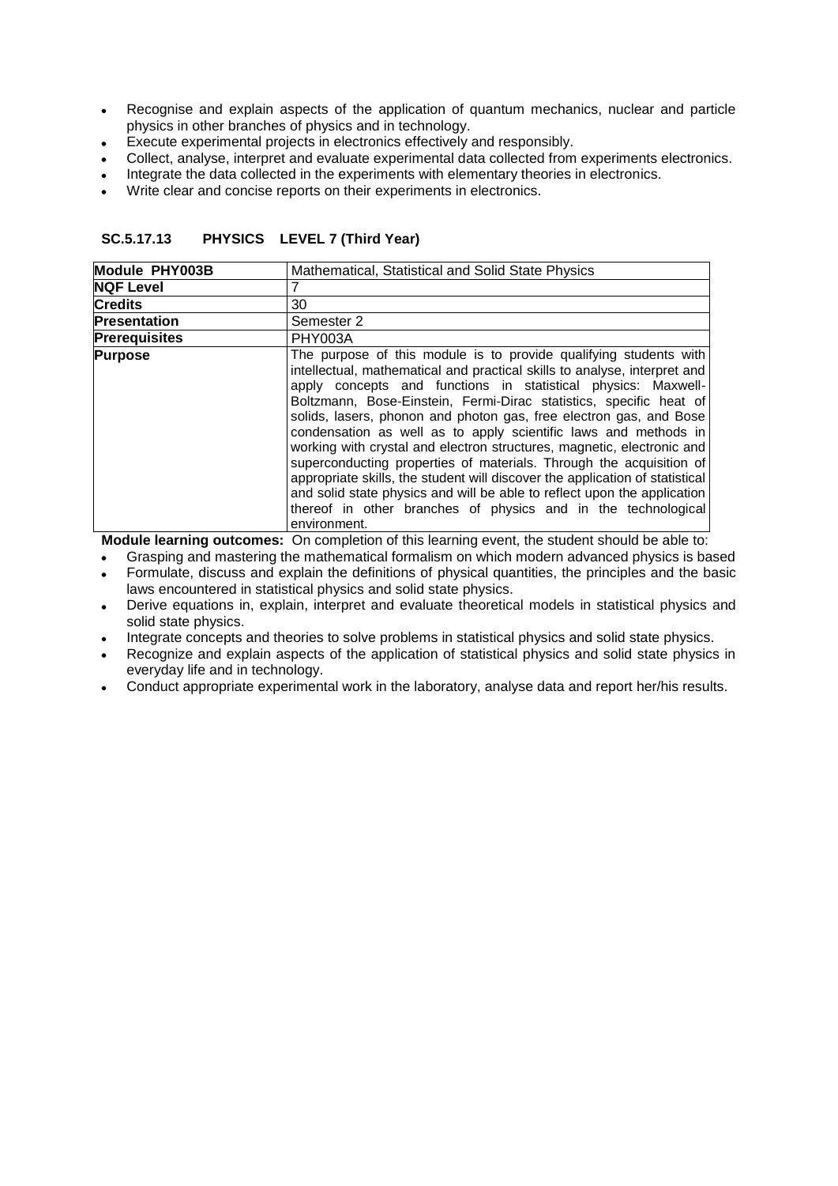- Recognise and explain aspects of the application of quantum mechanics, nuclear and particle physics in other branches of physics and in technology.
- Execute experimental projects in electronics effectively and responsibly.
- Collect, analyse, interpret and evaluate experimental data collected from experiments electronics.
- Integrate the data collected in the experiments with elementary theories in electronics.
- Write clear and concise reports on their experiments in electronics.

### SC.5.17.13 PHYSICS LEVEL 7 (Third Year)

| **Module PHY003B** | Mathematical, Statistical and Solid State Physics |
|---|---|
| **NQF Level** | 7 |
| **Credits** | 30 |
| **Presentation** | Semester 2 |
| **Prerequisites** | PHY003A |
| **Purpose** | The purpose of this module is to provide qualifying students with intellectual, mathematical and practical skills to analyse, interpret and apply concepts and functions in statistical physics: Maxwell-Boltzmann, Bose-Einstein, Fermi-Dirac statistics, specific heat of solids, lasers, phonon and photon gas, free electron gas, and Bose condensation as well as to apply scientific laws and methods in working with crystal and electron structures, magnetic, electronic and superconducting properties of materials. Through the acquisition of appropriate skills, the student will discover the application of statistical and solid state physics and will be able to reflect upon the application thereof in other branches of physics and in the technological environment. |

**Module learning outcomes:** On completion of this learning event, the student should be able to:

- Grasping and mastering the mathematical formalism on which modern advanced physics is based
- Formulate, discuss and explain the definitions of physical quantities, the principles and the basic laws encountered in statistical physics and solid state physics.
- Derive equations in, explain, interpret and evaluate theoretical models in statistical physics and solid state physics.
- Integrate concepts and theories to solve problems in statistical physics and solid state physics.
- Recognize and explain aspects of the application of statistical physics and solid state physics in everyday life and in technology.
- Conduct appropriate experimental work in the laboratory, analyse data and report her/his results.